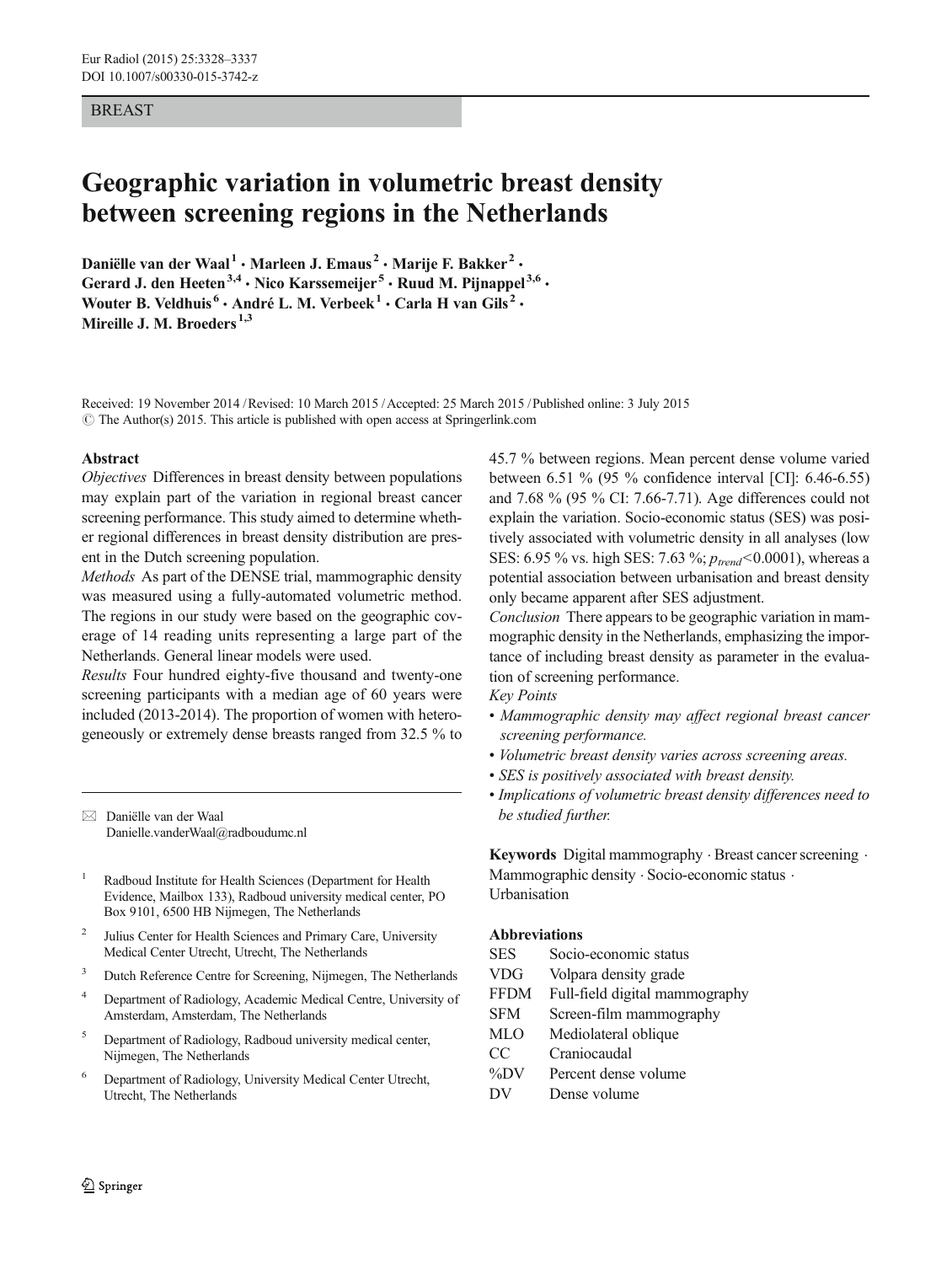BREAST

# Geographic variation in volumetric breast density between screening regions in the Netherlands

**Daniëlle van der Waal[1] · Marleen J. Emaus[2] · Marije F. Bakker[2] · Gerard J. den Heeten[3,4] · Nico Karssemeijer[5] · Ruud M. Pijnappel[3,6] · Wouter B. Veldhuis[6] · André L. M. Verbeek[1] · Carla H van Gils[2] · Mireille J. M. Broeders[1,3]**

Received: 19 November 2014 / Revised: 10 March 2015 / Accepted: 25 March 2015 / Published online: 3 July 2015
© The Author(s) 2015. This article is published with open access at Springerlink.com

## Abstract

*Objectives* Differences in breast density between populations may explain part of the variation in regional breast cancer screening performance. This study aimed to determine whether regional differences in breast density distribution are present in the Dutch screening population.

*Methods* As part of the DENSE trial, mammographic density was measured using a fully-automated volumetric method. The regions in our study were based on the geographic coverage of 14 reading units representing a large part of the Netherlands. General linear models were used.

*Results* Four hundred eighty-five thousand and twenty-one screening participants with a median age of 60 years were included (2013-2014). The proportion of women with heterogeneously or extremely dense breasts ranged from 32.5 % to 45.7 % between regions. Mean percent dense volume varied between 6.51 % (95 % confidence interval [CI]: 6.46-6.55) and 7.68 % (95 % CI: 7.66-7.71). Age differences could not explain the variation. Socio-economic status (SES) was positively associated with volumetric density in all analyses (low SES: 6.95 % vs. high SES: 7.63 %; $p_{trend}$<0.0001), whereas a potential association between urbanisation and breast density only became apparent after SES adjustment.

*Conclusion* There appears to be geographic variation in mammographic density in the Netherlands, emphasizing the importance of including breast density as parameter in the evaluation of screening performance.

*Key Points*

- *Mammographic density may affect regional breast cancer screening performance.*
- *Volumetric breast density varies across screening areas.*
- *SES is positively associated with breast density.*
- *Implications of volumetric breast density differences need to be studied further.*

**Keywords** Digital mammography · Breast cancer screening · Mammographic density · Socio-economic status · Urbanisation

**Abbreviations**

| | |
|---|---|
| SES | Socio-economic status |
| VDG | Volpara density grade |
| FFDM | Full-field digital mammography |
| SFM | Screen-film mammography |
| MLO | Mediolateral oblique |
| CC | Craniocaudal |
| %DV | Percent dense volume |
| DV | Dense volume |

✉ Daniëlle van der Waal
Danielle.vanderWaal@radboudumc.nl

[1] Radboud Institute for Health Sciences (Department for Health Evidence, Mailbox 133), Radboud university medical center, PO Box 9101, 6500 HB Nijmegen, The Netherlands

[2] Julius Center for Health Sciences and Primary Care, University Medical Center Utrecht, Utrecht, The Netherlands

[3] Dutch Reference Centre for Screening, Nijmegen, The Netherlands

[4] Department of Radiology, Academic Medical Centre, University of Amsterdam, Amsterdam, The Netherlands

[5] Department of Radiology, Radboud university medical center, Nijmegen, The Netherlands

[6] Department of Radiology, University Medical Center Utrecht, Utrecht, The Netherlands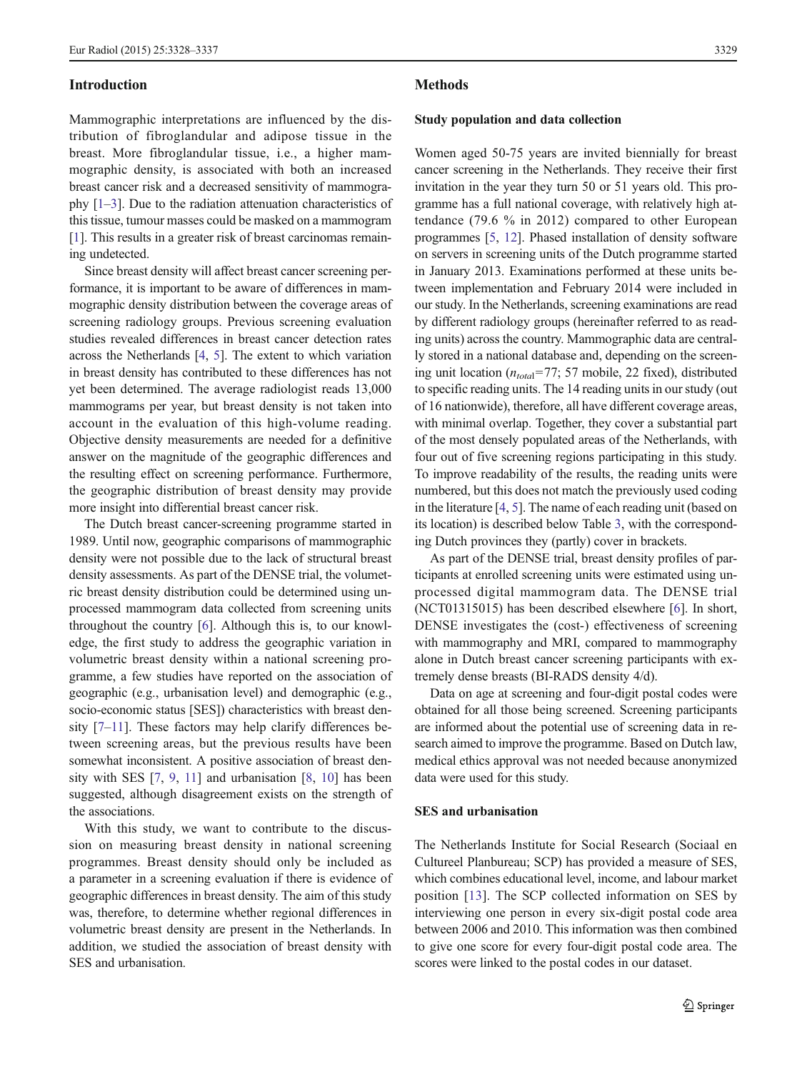## Introduction

Mammographic interpretations are influenced by the distribution of fibroglandular and adipose tissue in the breast. More fibroglandular tissue, i.e., a higher mammographic density, is associated with both an increased breast cancer risk and a decreased sensitivity of mammography [1–3]. Due to the radiation attenuation characteristics of this tissue, tumour masses could be masked on a mammogram [1]. This results in a greater risk of breast carcinomas remaining undetected.

Since breast density will affect breast cancer screening performance, it is important to be aware of differences in mammographic density distribution between the coverage areas of screening radiology groups. Previous screening evaluation studies revealed differences in breast cancer detection rates across the Netherlands [4, 5]. The extent to which variation in breast density has contributed to these differences has not yet been determined. The average radiologist reads 13,000 mammograms per year, but breast density is not taken into account in the evaluation of this high-volume reading. Objective density measurements are needed for a definitive answer on the magnitude of the geographic differences and the resulting effect on screening performance. Furthermore, the geographic distribution of breast density may provide more insight into differential breast cancer risk.

The Dutch breast cancer-screening programme started in 1989. Until now, geographic comparisons of mammographic density were not possible due to the lack of structural breast density assessments. As part of the DENSE trial, the volumetric breast density distribution could be determined using unprocessed mammogram data collected from screening units throughout the country [6]. Although this is, to our knowledge, the first study to address the geographic variation in volumetric breast density within a national screening programme, a few studies have reported on the association of geographic (e.g., urbanisation level) and demographic (e.g., socio-economic status [SES]) characteristics with breast density [7–11]. These factors may help clarify differences between screening areas, but the previous results have been somewhat inconsistent. A positive association of breast density with SES [7, 9, 11] and urbanisation [8, 10] has been suggested, although disagreement exists on the strength of the associations.

With this study, we want to contribute to the discussion on measuring breast density in national screening programmes. Breast density should only be included as a parameter in a screening evaluation if there is evidence of geographic differences in breast density. The aim of this study was, therefore, to determine whether regional differences in volumetric breast density are present in the Netherlands. In addition, we studied the association of breast density with SES and urbanisation.

## Methods

### Study population and data collection

Women aged 50-75 years are invited biennially for breast cancer screening in the Netherlands. They receive their first invitation in the year they turn 50 or 51 years old. This programme has a full national coverage, with relatively high attendance (79.6 % in 2012) compared to other European programmes [5, 12]. Phased installation of density software on servers in screening units of the Dutch programme started in January 2013. Examinations performed at these units between implementation and February 2014 were included in our study. In the Netherlands, screening examinations are read by different radiology groups (hereinafter referred to as reading units) across the country. Mammographic data are centrally stored in a national database and, depending on the screening unit location ($n_{total}$=77; 57 mobile, 22 fixed), distributed to specific reading units. The 14 reading units in our study (out of 16 nationwide), therefore, all have different coverage areas, with minimal overlap. Together, they cover a substantial part of the most densely populated areas of the Netherlands, with four out of five screening regions participating in this study. To improve readability of the results, the reading units were numbered, but this does not match the previously used coding in the literature [4, 5]. The name of each reading unit (based on its location) is described below Table 3, with the corresponding Dutch provinces they (partly) cover in brackets.

As part of the DENSE trial, breast density profiles of participants at enrolled screening units were estimated using unprocessed digital mammogram data. The DENSE trial (NCT01315015) has been described elsewhere [6]. In short, DENSE investigates the (cost-) effectiveness of screening with mammography and MRI, compared to mammography alone in Dutch breast cancer screening participants with extremely dense breasts (BI-RADS density 4/d).

Data on age at screening and four-digit postal codes were obtained for all those being screened. Screening participants are informed about the potential use of screening data in research aimed to improve the programme. Based on Dutch law, medical ethics approval was not needed because anonymized data were used for this study.

### SES and urbanisation

The Netherlands Institute for Social Research (Sociaal en Cultureel Planbureau; SCP) has provided a measure of SES, which combines educational level, income, and labour market position [13]. The SCP collected information on SES by interviewing one person in every six-digit postal code area between 2006 and 2010. This information was then combined to give one score for every four-digit postal code area. The scores were linked to the postal codes in our dataset.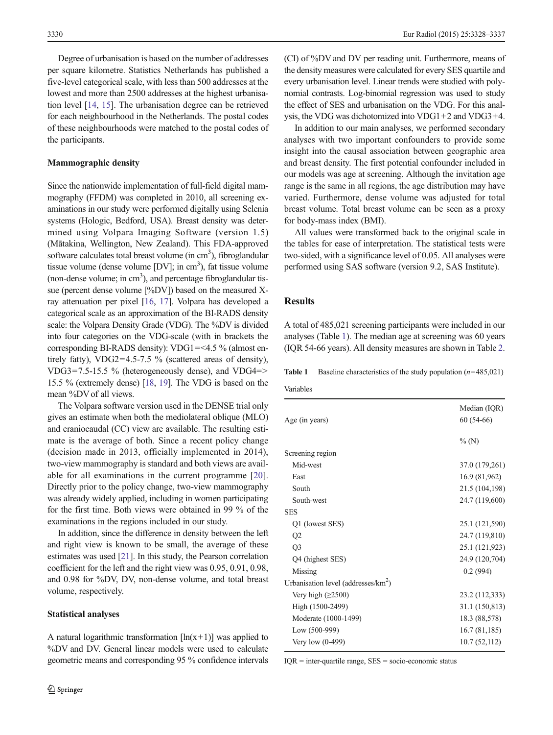Degree of urbanisation is based on the number of addresses per square kilometre. Statistics Netherlands has published a five-level categorical scale, with less than 500 addresses at the lowest and more than 2500 addresses at the highest urbanisation level [14, 15]. The urbanisation degree can be retrieved for each neighbourhood in the Netherlands. The postal codes of these neighbourhoods were matched to the postal codes of the participants.

### Mammographic density

Since the nationwide implementation of full-field digital mammography (FFDM) was completed in 2010, all screening examinations in our study were performed digitally using Selenia systems (Hologic, Bedford, USA). Breast density was determined using Volpara Imaging Software (version 1.5) (Mātakina, Wellington, New Zealand). This FDA-approved software calculates total breast volume (in $cm^3$), fibroglandular tissue volume (dense volume [DV]; in $cm^3$), fat tissue volume (non-dense volume; in $cm^3$), and percentage fibroglandular tissue (percent dense volume [%DV]) based on the measured X-ray attenuation per pixel [16, 17]. Volpara has developed a categorical scale as an approximation of the BI-RADS density scale: the Volpara Density Grade (VDG). The %DV is divided into four categories on the VDG-scale (with in brackets the corresponding BI-RADS density): VDG1=<4.5 % (almost entirely fatty), VDG2=4.5-7.5 % (scattered areas of density), VDG3=7.5-15.5 % (heterogeneously dense), and VDG4=> 15.5 % (extremely dense) [18, 19]. The VDG is based on the mean %DV of all views.

The Volpara software version used in the DENSE trial only gives an estimate when both the mediolateral oblique (MLO) and craniocaudal (CC) view are available. The resulting estimate is the average of both. Since a recent policy change (decision made in 2013, officially implemented in 2014), two-view mammography is standard and both views are available for all examinations in the current programme [20]. Directly prior to the policy change, two-view mammography was already widely applied, including in women participating for the first time. Both views were obtained in 99 % of the examinations in the regions included in our study.

In addition, since the difference in density between the left and right view is known to be small, the average of these estimates was used [21]. In this study, the Pearson correlation coefficient for the left and the right view was 0.95, 0.91, 0.98, and 0.98 for %DV, DV, non-dense volume, and total breast volume, respectively.

### Statistical analyses

A natural logarithmic transformation [$\ln(x+1)$] was applied to %DV and DV. General linear models were used to calculate geometric means and corresponding 95 % confidence intervals (CI) of %DV and DV per reading unit. Furthermore, means of the density measures were calculated for every SES quartile and every urbanisation level. Linear trends were studied with polynomial contrasts. Log-binomial regression was used to study the effect of SES and urbanisation on the VDG. For this analysis, the VDG was dichotomized into VDG1+2 and VDG3+4.

In addition to our main analyses, we performed secondary analyses with two important confounders to provide some insight into the causal association between geographic area and breast density. The first potential confounder included in our models was age at screening. Although the invitation age range is the same in all regions, the age distribution may have varied. Furthermore, dense volume was adjusted for total breast volume. Total breast volume can be seen as a proxy for body-mass index (BMI).

All values were transformed back to the original scale in the tables for ease of interpretation. The statistical tests were two-sided, with a significance level of 0.05. All analyses were performed using SAS software (version 9.2, SAS Institute).

## Results

A total of 485,021 screening participants were included in our analyses (Table 1). The median age at screening was 60 years (IQR 54-66 years). All density measures are shown in Table 2.

**Table 1** Baseline characteristics of the study population ($n$=485,021)

| Variables | |
|---|---|
| | Median (IQR) |
| Age (in years) | 60 (54-66) |
| | % (N) |
| Screening region | |
| Mid-west | 37.0 (179,261) |
| East | 16.9 (81,962) |
| South | 21.5 (104,198) |
| South-west | 24.7 (119,600) |
| SES | |
| Q1 (lowest SES) | 25.1 (121,590) |
| Q2 | 24.7 (119,810) |
| Q3 | 25.1 (121,923) |
| Q4 (highest SES) | 24.9 (120,704) |
| Missing | 0.2 (994) |
| Urbanisation level (addresses/$km^2$) | |
| Very high (≥2500) | 23.2 (112,333) |
| High (1500-2499) | 31.1 (150,813) |
| Moderate (1000-1499) | 18.3 (88,578) |
| Low (500-999) | 16.7 (81,185) |
| Very low (0-499) | 10.7 (52,112) |

IQR = inter-quartile range, SES = socio-economic status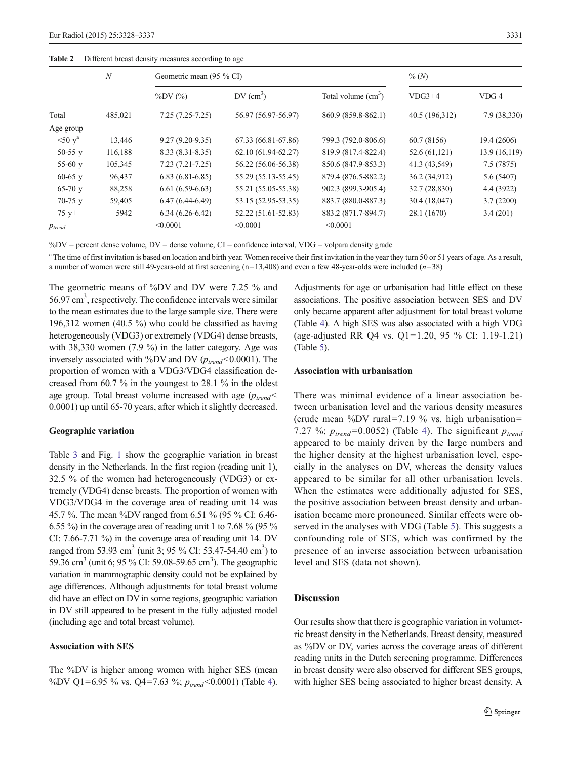**Table 2** Different breast density measures according to age

| | $N$ | Geometric mean (95 % CI) | | | % ($N$) | |
|---|---|---|---|---|---|---|
| | | %DV (%) | DV (cm$^3$) | Total volume (cm$^3$) | VDG3+4 | VDG 4 |
| Total | 485,021 | 7.25 (7.25-7.25) | 56.97 (56.97-56.97) | 860.9 (859.8-862.1) | 40.5 (196,312) | 7.9 (38,330) |
| Age group | | | | | | |
| <50 y[a] | 13,446 | 9.27 (9.20-9.35) | 67.33 (66.81-67.86) | 799.3 (792.0-806.6) | 60.7 (8156) | 19.4 (2606) |
| 50-55 y | 116,188 | 8.33 (8.31-8.35) | 62.10 (61.94-62.27) | 819.9 (817.4-822.4) | 52.6 (61,121) | 13.9 (16,119) |
| 55-60 y | 105,345 | 7.23 (7.21-7.25) | 56.22 (56.06-56.38) | 850.6 (847.9-853.3) | 41.3 (43,549) | 7.5 (7875) |
| 60-65 y | 96,437 | 6.83 (6.81-6.85) | 55.29 (55.13-55.45) | 879.4 (876.5-882.2) | 36.2 (34,912) | 5.6 (5407) |
| 65-70 y | 88,258 | 6.61 (6.59-6.63) | 55.21 (55.05-55.38) | 902.3 (899.3-905.4) | 32.7 (28,830) | 4.4 (3922) |
| 70-75 y | 59,405 | 6.47 (6.44-6.49) | 53.15 (52.95-53.35) | 883.7 (880.0-887.3) | 30.4 (18,047) | 3.7 (2200) |
| 75 y+ | 5942 | 6.34 (6.26-6.42) | 52.22 (51.61-52.83) | 883.2 (871.7-894.7) | 28.1 (1670) | 3.4 (201) |
| $p_{trend}$ | | <0.0001 | <0.0001 | <0.0001 | | |

%DV = percent dense volume, DV = dense volume, CI = confidence interval, VDG = volpara density grade

[a] The time of first invitation is based on location and birth year. Women receive their first invitation in the year they turn 50 or 51 years of age. As a result, a number of women were still 49-years-old at first screening (n=13,408) and even a few 48-year-olds were included ($n$=38)

The geometric means of %DV and DV were 7.25 % and 56.97 cm$^3$, respectively. The confidence intervals were similar to the mean estimates due to the large sample size. There were 196,312 women (40.5 %) who could be classified as having heterogeneously (VDG3) or extremely (VDG4) dense breasts, with 38,330 women (7.9 %) in the latter category. Age was inversely associated with %DV and DV ($p_{trend}$<0.0001). The proportion of women with a VDG3/VDG4 classification decreased from 60.7 % in the youngest to 28.1 % in the oldest age group. Total breast volume increased with age ($p_{trend}$< 0.0001) up until 65-70 years, after which it slightly decreased.

### Geographic variation

Table 3 and Fig. 1 show the geographic variation in breast density in the Netherlands. In the first region (reading unit 1), 32.5 % of the women had heterogeneously (VDG3) or extremely (VDG4) dense breasts. The proportion of women with VDG3/VDG4 in the coverage area of reading unit 14 was 45.7 %. The mean %DV ranged from 6.51 % (95 % CI: 6.46-6.55 %) in the coverage area of reading unit 1 to 7.68 % (95 % CI: 7.66-7.71 %) in the coverage area of reading unit 14. DV ranged from 53.93 cm$^3$ (unit 3; 95 % CI: 53.47-54.40 cm$^3$) to 59.36 cm$^3$ (unit 6; 95 % CI: 59.08-59.65 cm$^3$). The geographic variation in mammographic density could not be explained by age differences. Although adjustments for total breast volume did have an effect on DV in some regions, geographic variation in DV still appeared to be present in the fully adjusted model (including age and total breast volume).

### Association with SES

The %DV is higher among women with higher SES (mean %DV Q1=6.95 % vs. Q4=7.63 %; $p_{trend}$<0.0001) (Table 4). Adjustments for age or urbanisation had little effect on these associations. The positive association between SES and DV only became apparent after adjustment for total breast volume (Table 4). A high SES was also associated with a high VDG (age-adjusted RR Q4 vs. Q1=1.20, 95 % CI: 1.19-1.21) (Table 5).

### Association with urbanisation

There was minimal evidence of a linear association between urbanisation level and the various density measures (crude mean %DV rural=7.19 % vs. high urbanisation= 7.27 %; $p_{trend}$=0.0052) (Table 4). The significant $p_{trend}$ appeared to be mainly driven by the large numbers and the higher density at the highest urbanisation level, especially in the analyses on DV, whereas the density values appeared to be similar for all other urbanisation levels. When the estimates were additionally adjusted for SES, the positive association between breast density and urbanisation became more pronounced. Similar effects were observed in the analyses with VDG (Table 5). This suggests a confounding role of SES, which was confirmed by the presence of an inverse association between urbanisation level and SES (data not shown).

## Discussion

Our results show that there is geographic variation in volumetric breast density in the Netherlands. Breast density, measured as %DV or DV, varies across the coverage areas of different reading units in the Dutch screening programme. Differences in breast density were also observed for different SES groups, with higher SES being associated to higher breast density. A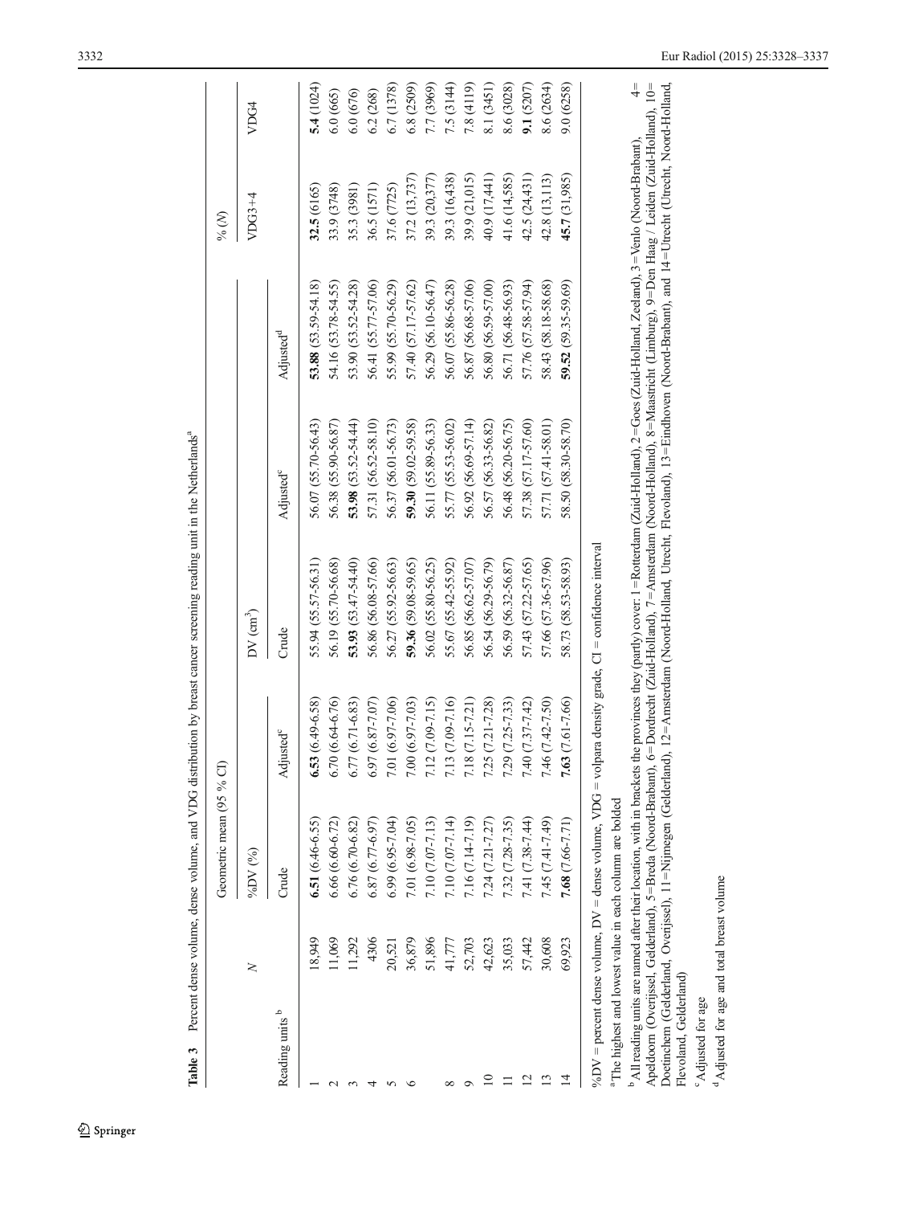**Table 3** Percent dense volume, dense volume, and VDG distribution by breast cancer screening reading unit in the Netherlands[a]

| Reading units [b] | N | Geometric mean (95 % CI) | | | | | % (N) | |
|---|---|---|---|---|---|---|---|---|
| | | %DV (%) | | DV (cm³) | | | | |
| | | Crude | Adjusted[c] | Crude | Adjusted[c] | Adjusted[d] | VDG3+4 | VDG4 |
| 1 | 18,949 | **6.51** (6.46-6.55) | **6.53** (6.49-6.58) | 55.94 (55.57-56.31) | 56.07 (55.70-56.43) | **53.88** (53.59-54.18) | **32.5** (6165) | **5.4** (1024) |
| 2 | 11,069 | 6.66 (6.60-6.72) | 6.70 (6.64-6.76) | 56.19 (55.70-56.68) | 56.38 (55.90-56.87) | 54.16 (53.78-54.55) | 33.9 (3748) | 6.0 (665) |
| 3 | 11,292 | 6.76 (6.70-6.82) | 6.77 (6.71-6.83) | **53.93** (53.47-54.40) | **53.98** (53.52-54.44) | 53.90 (53.52-54.28) | 35.3 (3981) | 6.0 (676) |
| 4 | 4306 | 6.87 (6.77-6.97) | 6.97 (6.87-7.07) | 56.86 (56.08-57.66) | 57.31 (56.52-58.10) | 56.41 (55.77-57.06) | 36.5 (1571) | 6.2 (268) |
| 5 | 20,521 | 6.99 (6.95-7.04) | 7.01 (6.97-7.06) | 56.27 (55.92-56.63) | 56.37 (56.01-56.73) | 55.99 (55.70-56.29) | 37.6 (7725) | 6.7 (1378) |
| 6 | 36,879 | 7.01 (6.98-7.05) | 7.00 (6.97-7.03) | **59.36** (59.08-59.65) | **59.30** (59.02-59.58) | 57.40 (57.17-57.62) | 37.2 (13,737) | 6.8 (2509) |
| 7 | 51,896 | 7.10 (7.07-7.13) | 7.12 (7.09-7.15) | 56.02 (55.80-56.25) | 56.11 (55.89-56.33) | 56.29 (56.10-56.47) | 39.3 (20,377) | 7.7 (3969) |
| 8 | 41,777 | 7.10 (7.07-7.14) | 7.13 (7.09-7.16) | 55.67 (55.42-55.92) | 55.77 (55.53-56.02) | 56.07 (55.86-56.28) | 39.3 (16,438) | 7.5 (3144) |
| 9 | 52,703 | 7.16 (7.14-7.19) | 7.18 (7.15-7.21) | 56.85 (56.62-57.07) | 56.92 (56.69-57.14) | 56.87 (56.68-57.06) | 39.9 (21,015) | 7.8 (4119) |
| 10 | 42,623 | 7.24 (7.21-7.27) | 7.25 (7.21-7.28) | 56.54 (56.29-56.79) | 56.57 (56.33-56.82) | 56.80 (56.59-57.00) | 40.9 (17,441) | 8.1 (3451) |
| 11 | 35,033 | 7.32 (7.28-7.35) | 7.29 (7.25-7.33) | 56.59 (56.32-56.87) | 56.48 (56.20-56.75) | 56.71 (56.48-56.93) | 41.6 (14,585) | 8.6 (3028) |
| 12 | 57,442 | 7.41 (7.38-7.44) | 7.40 (7.37-7.42) | 57.43 (57.22-57.65) | 57.38 (57.17-57.60) | 57.76 (57.58-57.94) | 42.5 (24,431) | **9.1** (5207) |
| 13 | 30,608 | 7.45 (7.41-7.49) | 7.46 (7.42-7.50) | 57.66 (57.36-57.96) | 57.71 (57.41-58.01) | 58.43 (58.18-58.68) | 42.8 (13,113) | 8.6 (2634) |
| 14 | 69,923 | **7.68** (7.66-7.71) | **7.63** (7.61-7.66) | 58.73 (58.53-58.93) | 58.50 (58.30-58.70) | **59.52** (59.35-59.69) | **45.7** (31,985) | 9.0 (6258) |

%DV = percent dense volume, DV = dense volume, VDG = volpara density grade, CI = confidence interval

[a] The highest and lowest value in each column are bolded

[b] All reading units are named after their location, with in brackets the provinces they (partly) cover: 1=Rotterdam (Zuid-Holland), 2=Goes (Zuid-Holland, Zeeland), 3=Venlo (Noord-Brabant), 4=Apeldoorn (Overijssel, Gelderland), 5=Breda (Noord-Brabant), 6=Dordrecht (Zuid-Holland), 7=Amsterdam (Noord-Holland), 8=Maastricht (Limburg), 9=Den Haag / Leiden (Zuid-Holland), 10=Doetinchem (Gelderland, Overijssel), 11=Nijmegen (Gelderland), 12=Amsterdam (Noord-Holland, Utrecht, Flevoland), 13=Eindhoven (Noord-Brabant), and 14=Utrecht (Utrecht, Noord-Holland, Flevoland, Gelderland)

[c] Adjusted for age

[d] Adjusted for age and total breast volume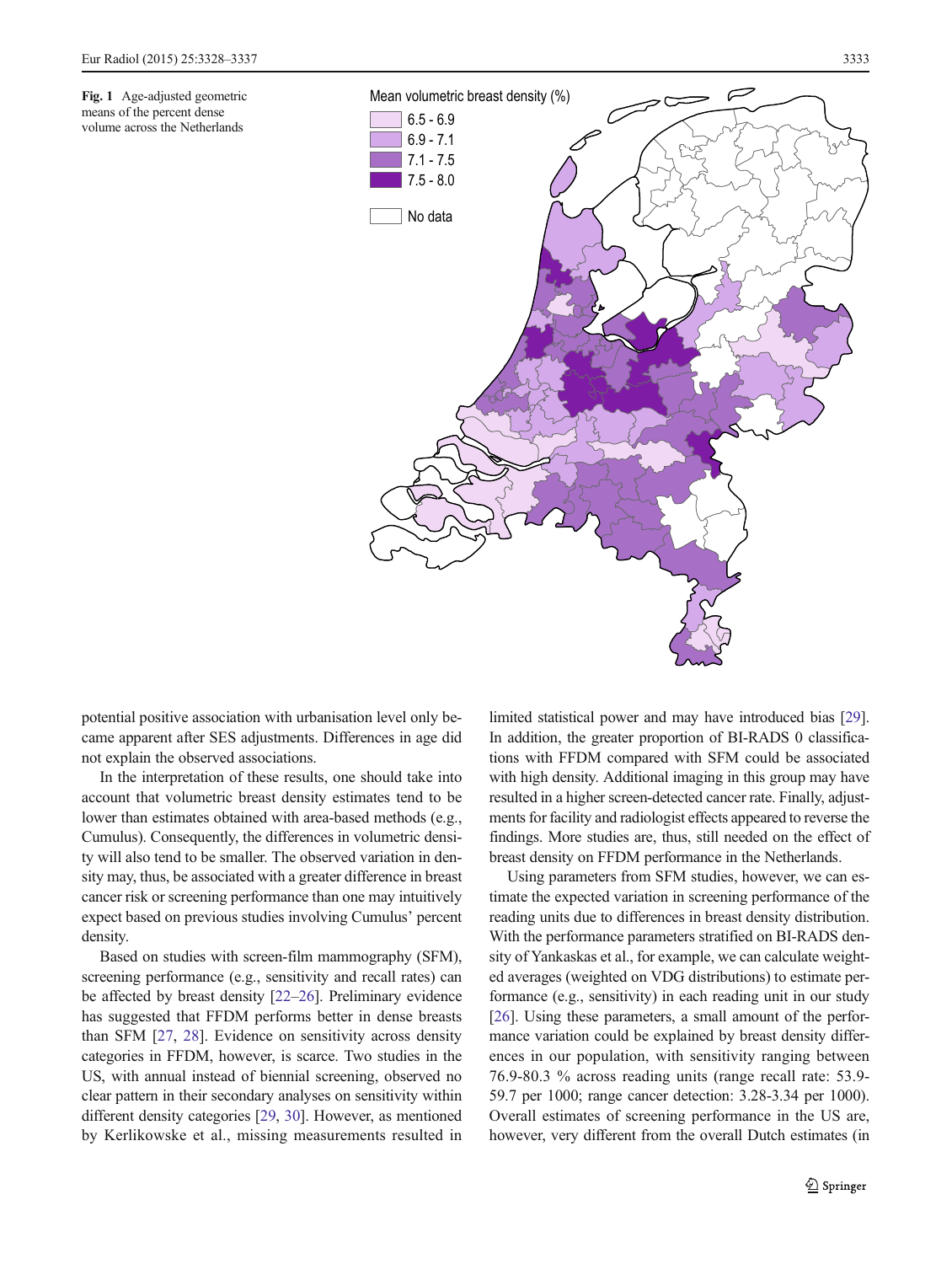**Fig. 1** Age-adjusted geometric means of the percent dense volume across the Netherlands

potential positive association with urbanisation level only became apparent after SES adjustments. Differences in age did not explain the observed associations.

In the interpretation of these results, one should take into account that volumetric breast density estimates tend to be lower than estimates obtained with area-based methods (e.g., Cumulus). Consequently, the differences in volumetric density will also tend to be smaller. The observed variation in density may, thus, be associated with a greater difference in breast cancer risk or screening performance than one may intuitively expect based on previous studies involving Cumulus' percent density.

Based on studies with screen-film mammography (SFM), screening performance (e.g., sensitivity and recall rates) can be affected by breast density [22–26]. Preliminary evidence has suggested that FFDM performs better in dense breasts than SFM [27, 28]. Evidence on sensitivity across density categories in FFDM, however, is scarce. Two studies in the US, with annual instead of biennial screening, observed no clear pattern in their secondary analyses on sensitivity within different density categories [29, 30]. However, as mentioned by Kerlikowske et al., missing measurements resulted in limited statistical power and may have introduced bias [29]. In addition, the greater proportion of BI-RADS 0 classifications with FFDM compared with SFM could be associated with high density. Additional imaging in this group may have resulted in a higher screen-detected cancer rate. Finally, adjustments for facility and radiologist effects appeared to reverse the findings. More studies are, thus, still needed on the effect of breast density on FFDM performance in the Netherlands.

Using parameters from SFM studies, however, we can estimate the expected variation in screening performance of the reading units due to differences in breast density distribution. With the performance parameters stratified on BI-RADS density of Yankaskas et al., for example, we can calculate weighted averages (weighted on VDG distributions) to estimate performance (e.g., sensitivity) in each reading unit in our study [26]. Using these parameters, a small amount of the performance variation could be explained by breast density differences in our population, with sensitivity ranging between 76.9-80.3 % across reading units (range recall rate: 53.9-59.7 per 1000; range cancer detection: 3.28-3.34 per 1000). Overall estimates of screening performance in the US are, however, very different from the overall Dutch estimates (in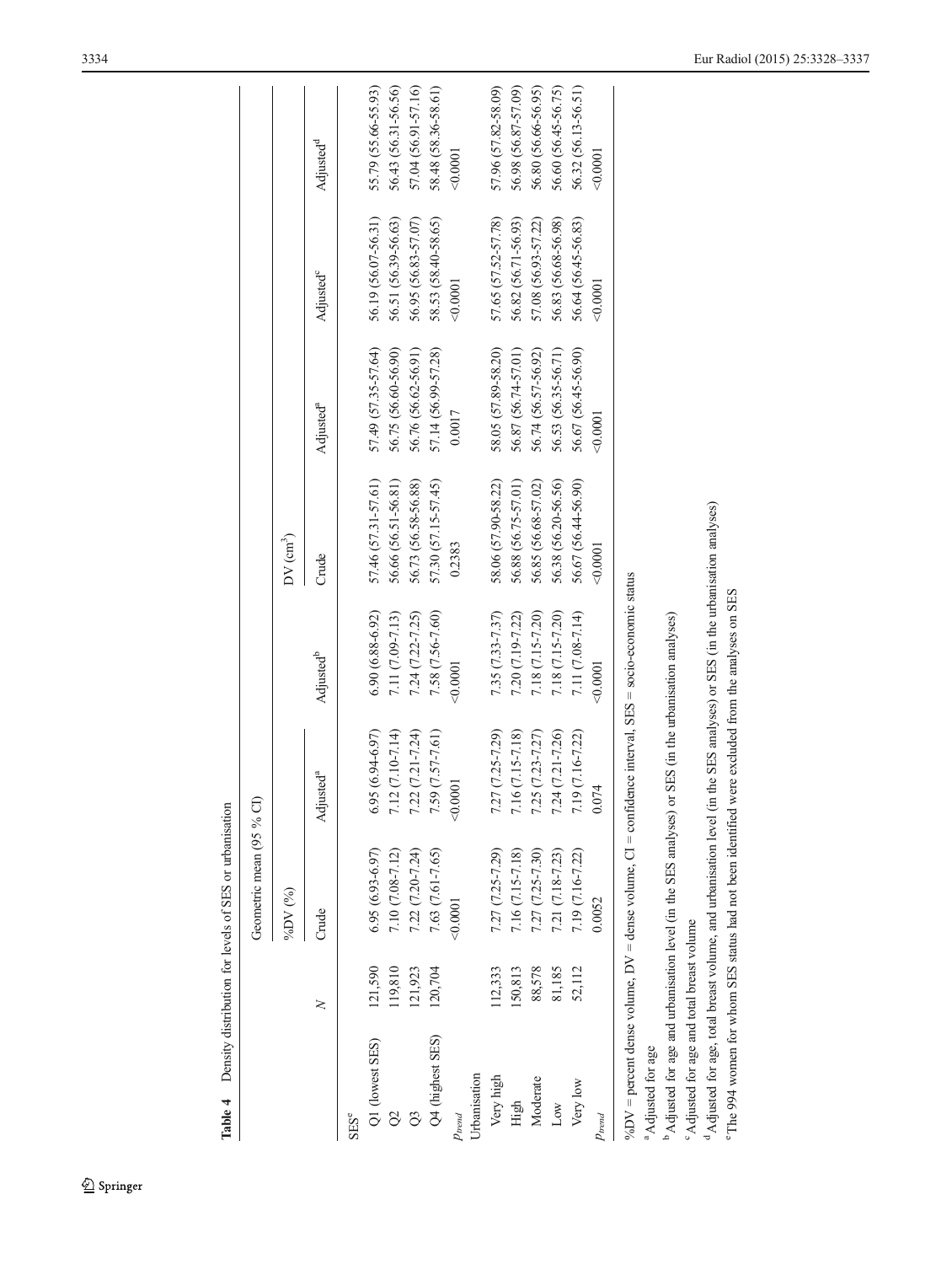**Table 4** Density distribution for levels of SES or urbanisation

| | | Geometric mean (95 % CI) | | | | | | |
|---|---|---|---|---|---|---|---|---|
| | | %DV (%) | | | DV (cm$^3$) | | | |
| | N | Crude | Adjusted[a] | Adjusted[b] | Crude | Adjusted[a] | Adjusted[c] | Adjusted[d] |
| SES[e] | | | | | | | | |
| Q1 (lowest SES) | 121,590 | 6.95 (6.93-6.97) | 6.95 (6.94-6.97) | 6.90 (6.88-6.92) | 57.46 (57.31-57.61) | 57.49 (57.35-57.64) | 56.19 (56.07-56.31) | 55.79 (55.66-55.93) |
| Q2 | 119,810 | 7.10 (7.08-7.12) | 7.12 (7.10-7.14) | 7.11 (7.09-7.13) | 56.66 (56.51-56.81) | 56.75 (56.60-56.90) | 56.51 (56.39-56.63) | 56.43 (56.31-56.56) |
| Q3 | 121,923 | 7.22 (7.20-7.24) | 7.22 (7.21-7.24) | 7.24 (7.22-7.25) | 56.73 (56.58-56.88) | 56.76 (56.62-56.91) | 56.95 (56.83-57.07) | 57.04 (56.91-57.16) |
| Q4 (highest SES) | 120,704 | 7.63 (7.61-7.65) | 7.59 (7.57-7.61) | 7.58 (7.56-7.60) | 57.30 (57.15-57.45) | 57.14 (56.99-57.28) | 58.53 (58.40-58.65) | 58.48 (58.36-58.61) |
| $p_{trend}$ | | <0.0001 | <0.0001 | <0.0001 | 0.2383 | 0.0017 | <0.0001 | <0.0001 |
| Urbanisation | | | | | | | | |
| Very high | 112,333 | 7.27 (7.25-7.29) | 7.27 (7.25-7.29) | 7.35 (7.33-7.37) | 58.06 (57.90-58.22) | 58.05 (57.89-58.20) | 57.65 (57.52-57.78) | 57.96 (57.82-58.09) |
| High | 150,813 | 7.16 (7.15-7.18) | 7.16 (7.15-7.18) | 7.20 (7.19-7.22) | 56.88 (56.75-57.01) | 56.87 (56.74-57.01) | 56.82 (56.71-56.93) | 56.98 (56.87-57.09) |
| Moderate | 88,578 | 7.27 (7.25-7.30) | 7.25 (7.23-7.27) | 7.18 (7.15-7.20) | 56.85 (56.68-57.02) | 56.74 (56.57-56.92) | 57.08 (56.93-57.22) | 56.80 (56.66-56.95) |
| Low | 81,185 | 7.21 (7.18-7.23) | 7.24 (7.21-7.26) | 7.18 (7.15-7.20) | 56.38 (56.20-56.56) | 56.53 (56.35-56.71) | 56.83 (56.68-56.98) | 56.60 (56.45-56.75) |
| Very low | 52,112 | 7.19 (7.16-7.22) | 7.19 (7.16-7.22) | 7.11 (7.08-7.14) | 56.67 (56.44-56.90) | 56.67 (56.45-56.90) | 56.64 (56.45-56.83) | 56.32 (56.13-56.51) |
| $p_{trend}$ | | 0.0052 | 0.074 | <0.0001 | <0.0001 | <0.0001 | <0.0001 | <0.0001 |

%DV = percent dense volume, DV = dense volume, CI = confidence interval, SES = socio-economic status

[a] Adjusted for age

[b] Adjusted for age and urbanisation level (in the SES analyses) or SES (in the urbanisation analyses)

[c] Adjusted for age and total breast volume

[d] Adjusted for age, total breast volume, and urbanisation level (in the SES analyses) or SES (in the urbanisation analyses)

[e] The 994 women for whom SES status had not been identified were excluded from the analyses on SES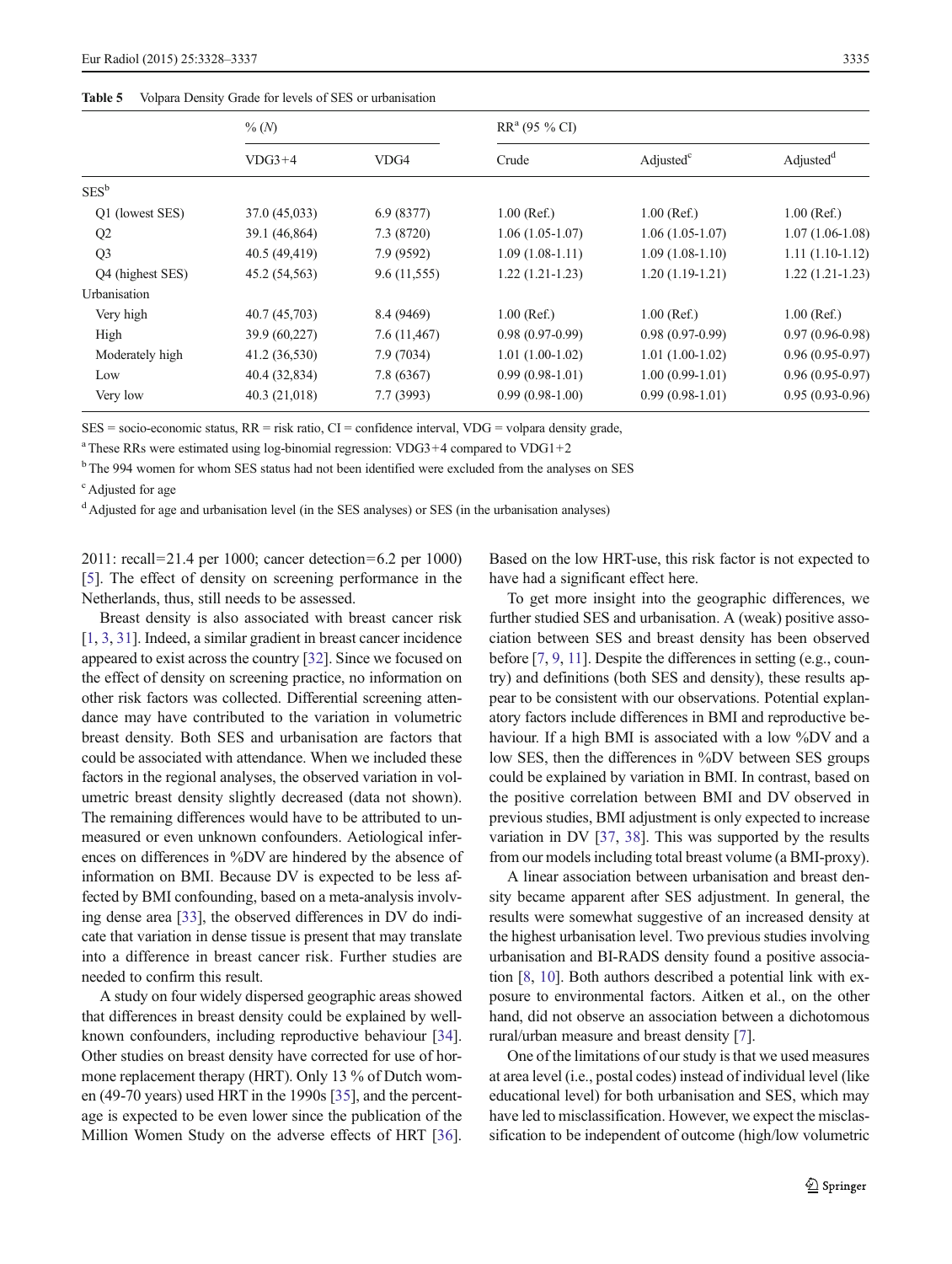**Table 5** Volpara Density Grade for levels of SES or urbanisation

| | % (N) | | RR[a] (95 % CI) | | |
|---|---|---|---|---|---|
| | VDG3+4 | VDG4 | Crude | Adjusted[c] | Adjusted[d] |
| SES[b] | | | | | |
| Q1 (lowest SES) | 37.0 (45,033) | 6.9 (8377) | 1.00 (Ref.) | 1.00 (Ref.) | 1.00 (Ref.) |
| Q2 | 39.1 (46,864) | 7.3 (8720) | 1.06 (1.05-1.07) | 1.06 (1.05-1.07) | 1.07 (1.06-1.08) |
| Q3 | 40.5 (49,419) | 7.9 (9592) | 1.09 (1.08-1.11) | 1.09 (1.08-1.10) | 1.11 (1.10-1.12) |
| Q4 (highest SES) | 45.2 (54,563) | 9.6 (11,555) | 1.22 (1.21-1.23) | 1.20 (1.19-1.21) | 1.22 (1.21-1.23) |
| Urbanisation | | | | | |
| Very high | 40.7 (45,703) | 8.4 (9469) | 1.00 (Ref.) | 1.00 (Ref.) | 1.00 (Ref.) |
| High | 39.9 (60,227) | 7.6 (11,467) | 0.98 (0.97-0.99) | 0.98 (0.97-0.99) | 0.97 (0.96-0.98) |
| Moderately high | 41.2 (36,530) | 7.9 (7034) | 1.01 (1.00-1.02) | 1.01 (1.00-1.02) | 0.96 (0.95-0.97) |
| Low | 40.4 (32,834) | 7.8 (6367) | 0.99 (0.98-1.01) | 1.00 (0.99-1.01) | 0.96 (0.95-0.97) |
| Very low | 40.3 (21,018) | 7.7 (3993) | 0.99 (0.98-1.00) | 0.99 (0.98-1.01) | 0.95 (0.93-0.96) |

SES = socio-economic status, RR = risk ratio, CI = confidence interval, VDG = volpara density grade,

[a] These RRs were estimated using log-binomial regression: VDG3+4 compared to VDG1+2

[b] The 994 women for whom SES status had not been identified were excluded from the analyses on SES

[c] Adjusted for age

[d] Adjusted for age and urbanisation level (in the SES analyses) or SES (in the urbanisation analyses)

2011: recall=21.4 per 1000; cancer detection=6.2 per 1000) [5]. The effect of density on screening performance in the Netherlands, thus, still needs to be assessed.

Breast density is also associated with breast cancer risk [1, 3, 31]. Indeed, a similar gradient in breast cancer incidence appeared to exist across the country [32]. Since we focused on the effect of density on screening practice, no information on other risk factors was collected. Differential screening attendance may have contributed to the variation in volumetric breast density. Both SES and urbanisation are factors that could be associated with attendance. When we included these factors in the regional analyses, the observed variation in volumetric breast density slightly decreased (data not shown). The remaining differences would have to be attributed to unmeasured or even unknown confounders. Aetiological inferences on differences in %DV are hindered by the absence of information on BMI. Because DV is expected to be less affected by BMI confounding, based on a meta-analysis involving dense area [33], the observed differences in DV do indicate that variation in dense tissue is present that may translate into a difference in breast cancer risk. Further studies are needed to confirm this result.

A study on four widely dispersed geographic areas showed that differences in breast density could be explained by well-known confounders, including reproductive behaviour [34]. Other studies on breast density have corrected for use of hormone replacement therapy (HRT). Only 13 % of Dutch women (49-70 years) used HRT in the 1990s [35], and the percentage is expected to be even lower since the publication of the Million Women Study on the adverse effects of HRT [36]. Based on the low HRT-use, this risk factor is not expected to have had a significant effect here.

To get more insight into the geographic differences, we further studied SES and urbanisation. A (weak) positive association between SES and breast density has been observed before [7, 9, 11]. Despite the differences in setting (e.g., country) and definitions (both SES and density), these results appear to be consistent with our observations. Potential explanatory factors include differences in BMI and reproductive behaviour. If a high BMI is associated with a low %DV and a low SES, then the differences in %DV between SES groups could be explained by variation in BMI. In contrast, based on the positive correlation between BMI and DV observed in previous studies, BMI adjustment is only expected to increase variation in DV [37, 38]. This was supported by the results from our models including total breast volume (a BMI-proxy).

A linear association between urbanisation and breast density became apparent after SES adjustment. In general, the results were somewhat suggestive of an increased density at the highest urbanisation level. Two previous studies involving urbanisation and BI-RADS density found a positive association [8, 10]. Both authors described a potential link with exposure to environmental factors. Aitken et al., on the other hand, did not observe an association between a dichotomous rural/urban measure and breast density [7].

One of the limitations of our study is that we used measures at area level (i.e., postal codes) instead of individual level (like educational level) for both urbanisation and SES, which may have led to misclassification. However, we expect the misclassification to be independent of outcome (high/low volumetric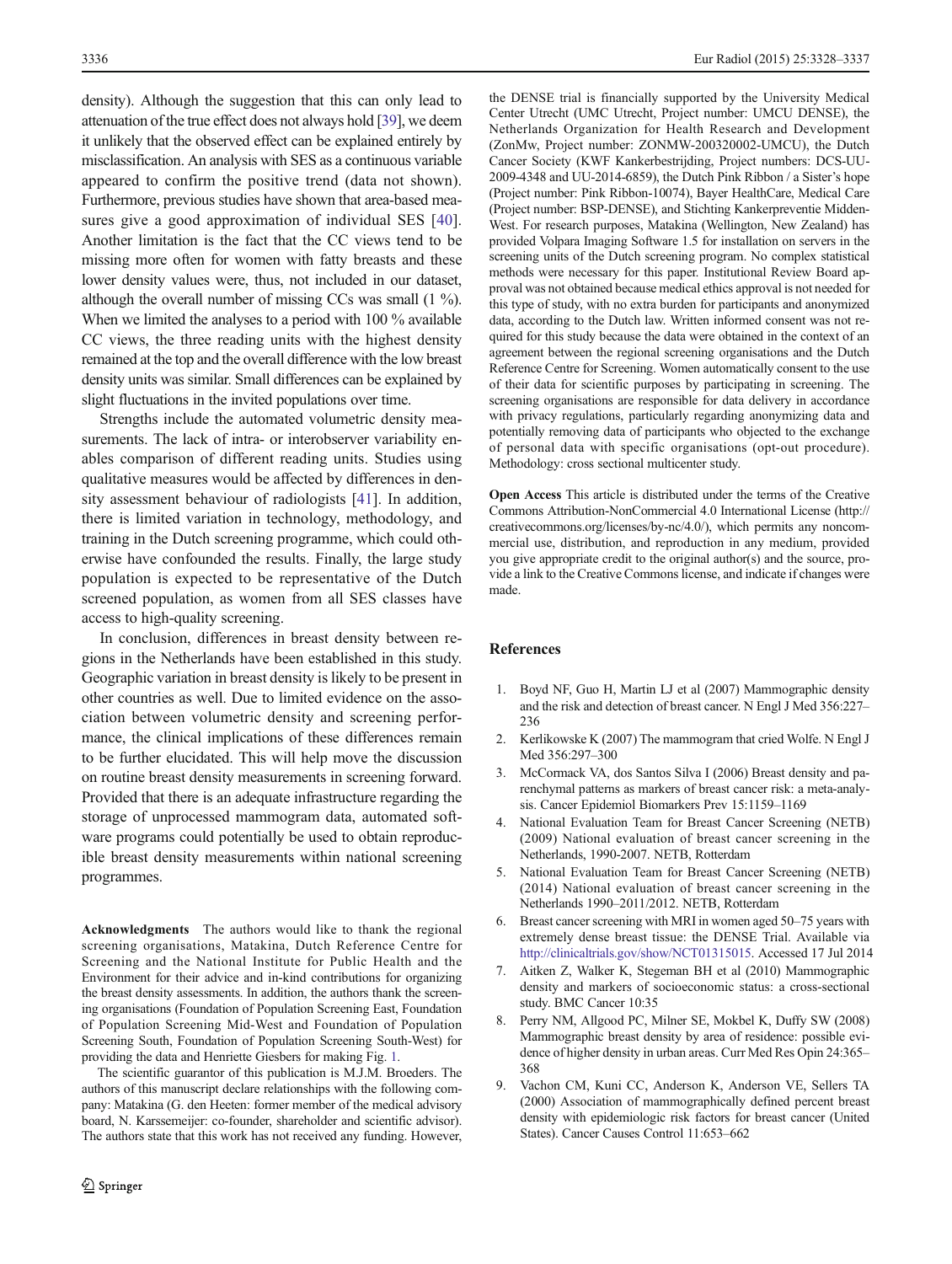density). Although the suggestion that this can only lead to attenuation of the true effect does not always hold [39], we deem it unlikely that the observed effect can be explained entirely by misclassification. An analysis with SES as a continuous variable appeared to confirm the positive trend (data not shown). Furthermore, previous studies have shown that area-based measures give a good approximation of individual SES [40]. Another limitation is the fact that the CC views tend to be missing more often for women with fatty breasts and these lower density values were, thus, not included in our dataset, although the overall number of missing CCs was small (1 %). When we limited the analyses to a period with 100 % available CC views, the three reading units with the highest density remained at the top and the overall difference with the low breast density units was similar. Small differences can be explained by slight fluctuations in the invited populations over time.

Strengths include the automated volumetric density measurements. The lack of intra- or interobserver variability enables comparison of different reading units. Studies using qualitative measures would be affected by differences in density assessment behaviour of radiologists [41]. In addition, there is limited variation in technology, methodology, and training in the Dutch screening programme, which could otherwise have confounded the results. Finally, the large study population is expected to be representative of the Dutch screened population, as women from all SES classes have access to high-quality screening.

In conclusion, differences in breast density between regions in the Netherlands have been established in this study. Geographic variation in breast density is likely to be present in other countries as well. Due to limited evidence on the association between volumetric density and screening performance, the clinical implications of these differences remain to be further elucidated. This will help move the discussion on routine breast density measurements in screening forward. Provided that there is an adequate infrastructure regarding the storage of unprocessed mammogram data, automated software programs could potentially be used to obtain reproducible breast density measurements within national screening programmes.

**Acknowledgments** The authors would like to thank the regional screening organisations, Matakina, Dutch Reference Centre for Screening and the National Institute for Public Health and the Environment for their advice and in-kind contributions for organizing the breast density assessments. In addition, the authors thank the screening organisations (Foundation of Population Screening East, Foundation of Population Screening Mid-West and Foundation of Population Screening South, Foundation of Population Screening South-West) for providing the data and Henriette Giesbers for making Fig. 1.

The scientific guarantor of this publication is M.J.M. Broeders. The authors of this manuscript declare relationships with the following company: Matakina (G. den Heeten: former member of the medical advisory board, N. Karssemeijer: co-founder, shareholder and scientific advisor). The authors state that this work has not received any funding. However, the DENSE trial is financially supported by the University Medical Center Utrecht (UMC Utrecht, Project number: UMCU DENSE), the Netherlands Organization for Health Research and Development (ZonMw, Project number: ZONMW-200320002-UMCU), the Dutch Cancer Society (KWF Kankerbestrijding, Project numbers: DCS-UU-2009-4348 and UU-2014-6859), the Dutch Pink Ribbon / a Sister's hope (Project number: Pink Ribbon-10074), Bayer HealthCare, Medical Care (Project number: BSP-DENSE), and Stichting Kankerpreventie Midden-West. For research purposes, Matakina (Wellington, New Zealand) has provided Volpara Imaging Software 1.5 for installation on servers in the screening units of the Dutch screening program. No complex statistical methods were necessary for this paper. Institutional Review Board approval was not obtained because medical ethics approval is not needed for this type of study, with no extra burden for participants and anonymized data, according to the Dutch law. Written informed consent was not required for this study because the data were obtained in the context of an agreement between the regional screening organisations and the Dutch Reference Centre for Screening. Women automatically consent to the use of their data for scientific purposes by participating in screening. The screening organisations are responsible for data delivery in accordance with privacy regulations, particularly regarding anonymizing data and potentially removing data of participants who objected to the exchange of personal data with specific organisations (opt-out procedure). Methodology: cross sectional multicenter study.

**Open Access** This article is distributed under the terms of the Creative Commons Attribution-NonCommercial 4.0 International License (http://creativecommons.org/licenses/by-nc/4.0/), which permits any noncommercial use, distribution, and reproduction in any medium, provided you give appropriate credit to the original author(s) and the source, provide a link to the Creative Commons license, and indicate if changes were made.

## References

1. Boyd NF, Guo H, Martin LJ et al (2007) Mammographic density and the risk and detection of breast cancer. N Engl J Med 356:227–236
2. Kerlikowske K (2007) The mammogram that cried Wolfe. N Engl J Med 356:297–300
3. McCormack VA, dos Santos Silva I (2006) Breast density and parenchymal patterns as markers of breast cancer risk: a meta-analysis. Cancer Epidemiol Biomarkers Prev 15:1159–1169
4. National Evaluation Team for Breast Cancer Screening (NETB) (2009) National evaluation of breast cancer screening in the Netherlands, 1990-2007. NETB, Rotterdam
5. National Evaluation Team for Breast Cancer Screening (NETB) (2014) National evaluation of breast cancer screening in the Netherlands 1990–2011/2012. NETB, Rotterdam
6. Breast cancer screening with MRI in women aged 50–75 years with extremely dense breast tissue: the DENSE Trial. Available via http://clinicaltrials.gov/show/NCT01315015. Accessed 17 Jul 2014
7. Aitken Z, Walker K, Stegeman BH et al (2010) Mammographic density and markers of socioeconomic status: a cross-sectional study. BMC Cancer 10:35
8. Perry NM, Allgood PC, Milner SE, Mokbel K, Duffy SW (2008) Mammographic breast density by area of residence: possible evidence of higher density in urban areas. Curr Med Res Opin 24:365–368
9. Vachon CM, Kuni CC, Anderson K, Anderson VE, Sellers TA (2000) Association of mammographically defined percent breast density with epidemiologic risk factors for breast cancer (United States). Cancer Causes Control 11:653–662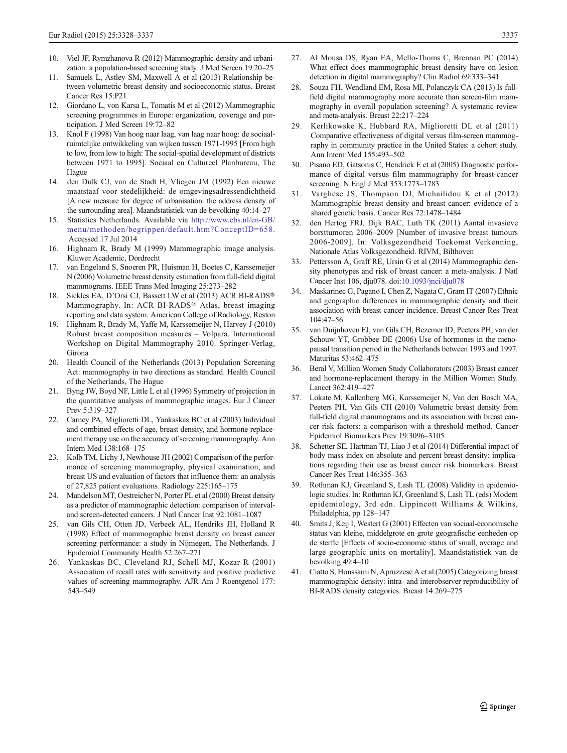10. Viel JF, Rymzhanova R (2012) Mammographic density and urbanization: a population-based screening study. J Med Screen 19:20–25
11. Samuels L, Astley SM, Maxwell A et al (2013) Relationship between volumetric breast density and socioeconomic status. Breast Cancer Res 15:P21
12. Giordano L, von Karsa L, Tomatis M et al (2012) Mammographic screening programmes in Europe: organization, coverage and participation. J Med Screen 19:72–82
13. Knol F (1998) Van hoog naar laag, van laag naar hoog: de sociaal-ruimtelijke ontwikkeling van wijken tussen 1971-1995 [From high to low, from low to high: The social-spatial development of districts between 1971 to 1995]. Sociaal en Cultureel Planbureau, The Hague
14. den Dulk CJ, van de Stadt H, Vliegen JM (1992) Een nieuwe maatstaaf voor stedelijkheid: de omgevingsadressendichtheid [A new measure for degree of urbanisation: the address density of the surrounding area]. Maandstatistiek van de bevolking 40:14–27
15. Statistics Netherlands. Available via http://www.cbs.nl/en-GB/menu/methoden/begrippen/default.htm?ConceptID=658. Accessed 17 Jul 2014
16. Highnam R, Brady M (1999) Mammographic image analysis. Kluwer Academic, Dordrecht
17. van Engeland S, Snoeren PR, Huisman H, Boetes C, Karssemeijer N (2006) Volumetric breast density estimation from full-field digital mammograms. IEEE Trans Med Imaging 25:273–282
18. Sickles EA, D'Orsi CJ, Bassett LW et al (2013) ACR BI-RADS® Mammography. In: ACR BI-RADS® Atlas, breast imaging reporting and data system. American College of Radiology, Reston
19. Highnam R, Brady M, Yaffe M, Karssemeijer N, Harvey J (2010) Robust breast composition measures – Volpara. International Workshop on Digital Mammography 2010. Springer-Verlag, Girona
20. Health Council of the Netherlands (2013) Population Screening Act: mammography in two directions as standard. Health Council of the Netherlands, The Hague
21. Byng JW, Boyd NF, Little L et al (1996) Symmetry of projection in the quantitative analysis of mammographic images. Eur J Cancer Prev 5:319–327
22. Carney PA, Miglioretti DL, Yankaskas BC et al (2003) Individual and combined effects of age, breast density, and hormone replacement therapy use on the accuracy of screening mammography. Ann Intern Med 138:168–175
23. Kolb TM, Lichy J, Newhouse JH (2002) Comparison of the performance of screening mammography, physical examination, and breast US and evaluation of factors that influence them: an analysis of 27,825 patient evaluations. Radiology 225:165–175
24. Mandelson MT, Oestreicher N, Porter PL et al (2000) Breast density as a predictor of mammographic detection: comparison of interval- and screen-detected cancers. J Natl Cancer Inst 92:1081–1087
25. van Gils CH, Otten JD, Verbeek AL, Hendriks JH, Holland R (1998) Effect of mammographic breast density on breast cancer screening performance: a study in Nijmegen, The Netherlands. J Epidemiol Community Health 52:267–271
26. Yankaskas BC, Cleveland RJ, Schell MJ, Kozar R (2001) Association of recall rates with sensitivity and positive predictive values of screening mammography. AJR Am J Roentgenol 177: 543–549
27. Al Mousa DS, Ryan EA, Mello-Thoms C, Brennan PC (2014) What effect does mammographic breast density have on lesion detection in digital mammography? Clin Radiol 69:333–341
28. Souza FH, Wendland EM, Rosa MI, Polanczyk CA (2013) Is full-field digital mammography more accurate than screen-film mammography in overall population screening? A systematic review and meta-analysis. Breast 22:217–224
29. Kerlikowske K, Hubbard RA, Miglioretti DL et al (2011) Comparative effectiveness of digital versus film-screen mammography in community practice in the United States: a cohort study. Ann Intern Med 155:493–502
30. Pisano ED, Gatsonis C, Hendrick E et al (2005) Diagnostic performance of digital versus film mammography for breast-cancer screening. N Engl J Med 353:1773–1783
31. Varghese JS, Thompson DJ, Michailidou K et al (2012) Mammographic breast density and breast cancer: evidence of a shared genetic basis. Cancer Res 72:1478–1484
32. den Hertog FRJ, Dijk BAC, Luth TK (2011) Aantal invasieve borsttumoren 2006–2009 [Number of invasive breast tumours 2006-2009]. In: Volksgezondheid Toekomst Verkenning, Nationale Atlas Volksgezondheid. RIVM, Bilthoven
33. Pettersson A, Graff RE, Ursin G et al (2014) Mammographic density phenotypes and risk of breast cancer: a meta-analysis. J Natl Cancer Inst 106, dju078. doi:10.1093/jnci/dju078
34. Maskarinec G, Pagano I, Chen Z, Nagata C, Gram IT (2007) Ethnic and geographic differences in mammographic density and their association with breast cancer incidence. Breast Cancer Res Treat 104:47–56
35. van Duijnhoven FJ, van Gils CH, Bezemer ID, Peeters PH, van der Schouw YT, Grobbee DE (2006) Use of hormones in the menopausal transition period in the Netherlands between 1993 and 1997. Maturitas 53:462–475
36. Beral V, Million Women Study Collaborators (2003) Breast cancer and hormone-replacement therapy in the Million Women Study. Lancet 362:419–427
37. Lokate M, Kallenberg MG, Karssemeijer N, Van den Bosch MA, Peeters PH, Van Gils CH (2010) Volumetric breast density from full-field digital mammograms and its association with breast cancer risk factors: a comparison with a threshold method. Cancer Epidemiol Biomarkers Prev 19:3096–3105
38. Schetter SE, Hartman TJ, Liao J et al (2014) Differential impact of body mass index on absolute and percent breast density: implications regarding their use as breast cancer risk biomarkers. Breast Cancer Res Treat 146:355–363
39. Rothman KJ, Greenland S, Lash TL (2008) Validity in epidemiologic studies. In: Rothman KJ, Greenland S, Lash TL (eds) Modern epidemiology, 3rd edn. Lippincott Williams & Wilkins, Philadelphia, pp 128–147
40. Smits J, Keij I, Westert G (2001) Effecten van sociaal-economische status van kleine, middelgrote en grote geografische eenheden op de sterfte [Effects of socio-economic status of small, average and large geographic units on mortality]. Maandstatistiek van de bevolking 49:4–10
41. Ciatto S, Houssami N, Apruzzese A et al (2005) Categorizing breast mammographic density: intra- and interobserver reproducibility of BI-RADS density categories. Breast 14:269–275